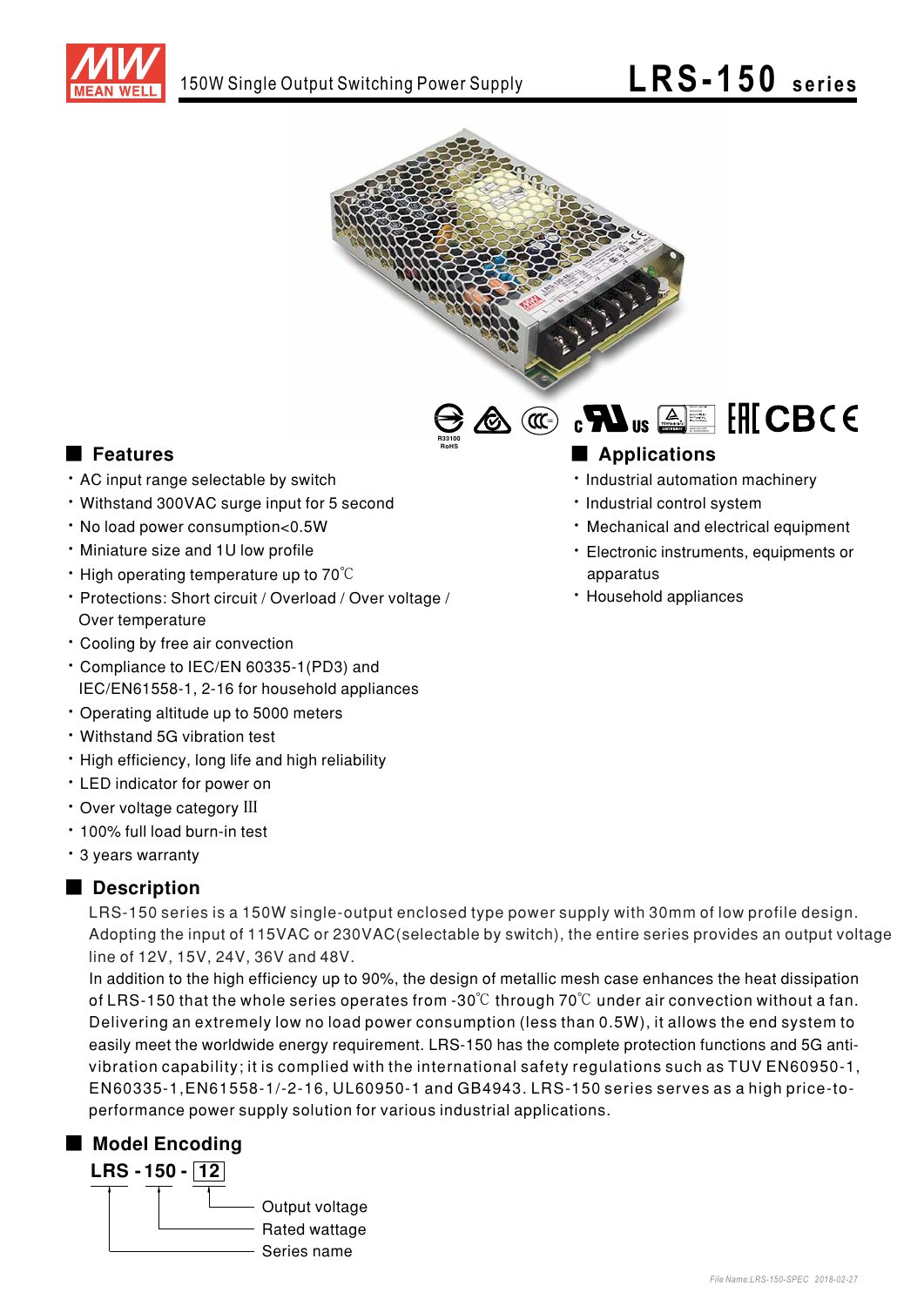# 150W Single Output Switching Power Supply

# LRS-150 series

R33100
RoHS

## ■ Features

- AC input range selectable by switch
- Withstand 300VAC surge input for 5 second
- No load power consumption<0.5W
- Miniature size and 1U low profile
- High operating temperature up to 70℃
- Protections: Short circuit / Overload / Over voltage / Over temperature
- Cooling by free air convection
- Compliance to IEC/EN 60335-1(PD3) and IEC/EN61558-1, 2-16 for household appliances
- Operating altitude up to 5000 meters
- Withstand 5G vibration test
- High efficiency, long life and high reliability
- LED indicator for power on
- Over voltage category III
- 100% full load burn-in test
- 3 years warranty

## ■ Applications

- Industrial automation machinery
- Industrial control system
- Mechanical and electrical equipment
- Electronic instruments, equipments or apparatus
- Household appliances

## ■ Description

LRS-150 series is a 150W single-output enclosed type power supply with 30mm of low profile design. Adopting the input of 115VAC or 230VAC(selectable by switch), the entire series provides an output voltage line of 12V, 15V, 24V, 36V and 48V.

In addition to the high efficiency up to 90%, the design of metallic mesh case enhances the heat dissipation of LRS-150 that the whole series operates from -30℃ through 70℃ under air convection without a fan. Delivering an extremely low no load power consumption (less than 0.5W), it allows the end system to easily meet the worldwide energy requirement. LRS-150 has the complete protection functions and 5G anti-vibration capability; it is complied with the international safety regulations such as TUV EN60950-1, EN60335-1,EN61558-1/-2-16, UL60950-1 and GB4943. LRS-150 series serves as a high price-to-performance power supply solution for various industrial applications.

## ■ Model Encoding

**LRS - 150 - 12**

- 12 — Output voltage
- 150 — Rated wattage
- LRS — Series name

File Name:LRS-150-SPEC 2018-02-27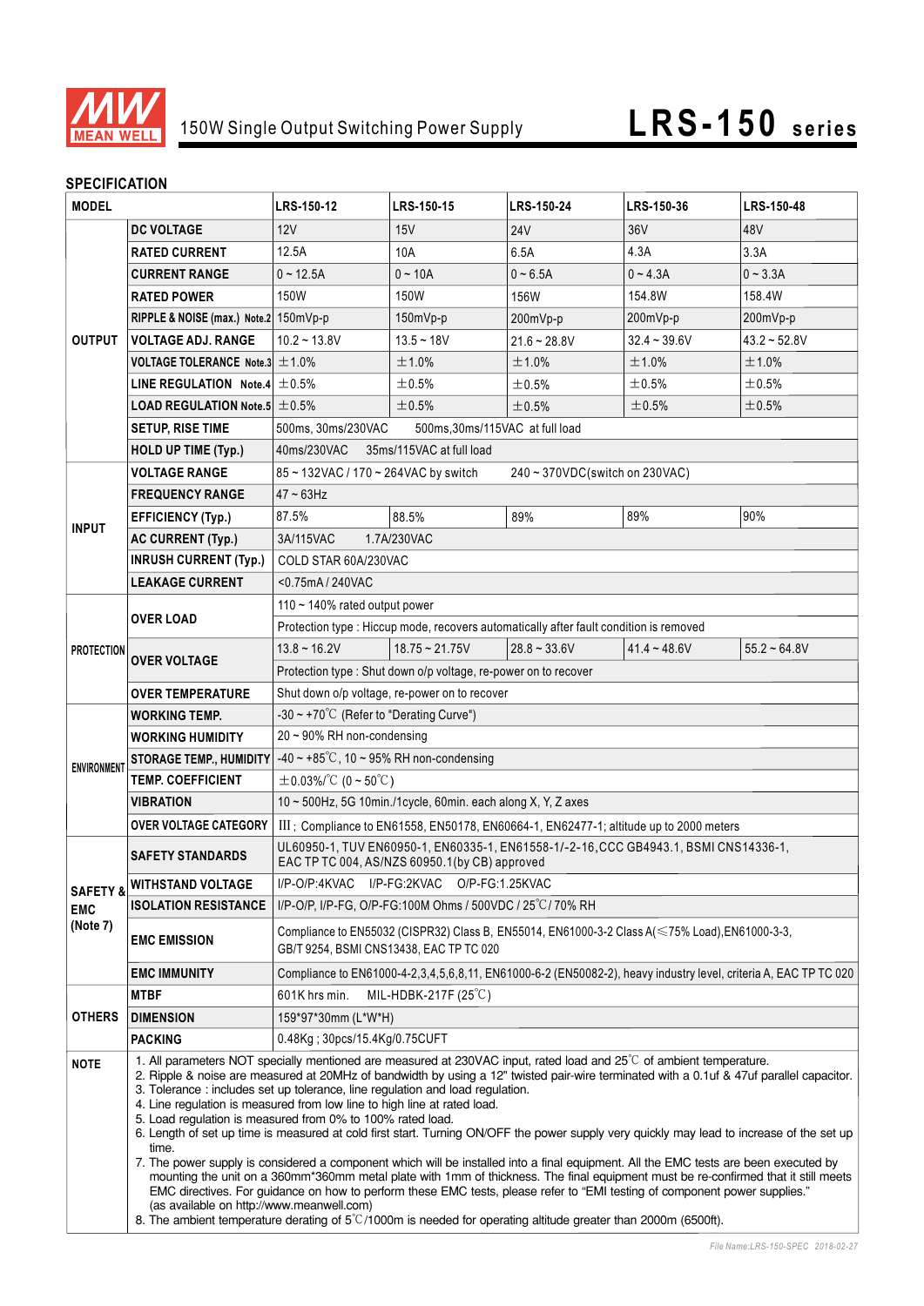150W Single Output Switching Power Supply

# LRS-150 series

## SPECIFICATION

| MODEL | | LRS-150-12 | LRS-150-15 | LRS-150-24 | LRS-150-36 | LRS-150-48 |
|---|---|---|---|---|---|---|
| OUTPUT | DC VOLTAGE | 12V | 15V | 24V | 36V | 48V |
| | RATED CURRENT | 12.5A | 10A | 6.5A | 4.3A | 3.3A |
| | CURRENT RANGE | 0 ~ 12.5A | 0 ~ 10A | 0 ~ 6.5A | 0 ~ 4.3A | 0 ~ 3.3A |
| | RATED POWER | 150W | 150W | 156W | 154.8W | 158.4W |
| | RIPPLE & NOISE (max.) Note.2 | 150mVp-p | 150mVp-p | 200mVp-p | 200mVp-p | 200mVp-p |
| | VOLTAGE ADJ. RANGE | 10.2 ~ 13.8V | 13.5 ~ 18V | 21.6 ~ 28.8V | 32.4 ~ 39.6V | 43.2 ~ 52.8V |
| | VOLTAGE TOLERANCE Note.3 | ±1.0% | ±1.0% | ±1.0% | ±1.0% | ±1.0% |
| | LINE REGULATION Note.4 | ±0.5% | ±0.5% | ±0.5% | ±0.5% | ±0.5% |
| | LOAD REGULATION Note.5 | ±0.5% | ±0.5% | ±0.5% | ±0.5% | ±0.5% |
| | SETUP, RISE TIME | 500ms, 30ms/230VAC 500ms,30ms/115VAC at full load | | | | |
| | HOLD UP TIME (Typ.) | 40ms/230VAC 35ms/115VAC at full load | | | | |
| INPUT | VOLTAGE RANGE | 85 ~ 132VAC / 170 ~ 264VAC by switch 240 ~ 370VDC(switch on 230VAC) | | | | |
| | FREQUENCY RANGE | 47 ~ 63Hz | | | | |
| | EFFICIENCY (Typ.) | 87.5% | 88.5% | 89% | 89% | 90% |
| | AC CURRENT (Typ.) | 3A/115VAC 1.7A/230VAC | | | | |
| | INRUSH CURRENT (Typ.) | COLD STAR 60A/230VAC | | | | |
| | LEAKAGE CURRENT | <0.75mA / 240VAC | | | | |
| PROTECTION | OVER LOAD | 110 ~ 140% rated output power | | | | |
| | | Protection type : Hiccup mode, recovers automatically after fault condition is removed | | | | |
| | OVER VOLTAGE | 13.8 ~ 16.2V | 18.75 ~ 21.75V | 28.8 ~ 33.6V | 41.4 ~ 48.6V | 55.2 ~ 64.8V |
| | | Protection type : Shut down o/p voltage, re-power on to recover | | | | |
| | OVER TEMPERATURE | Shut down o/p voltage, re-power on to recover | | | | |
| ENVIRONMENT | WORKING TEMP. | -30 ~ +70℃ (Refer to "Derating Curve") | | | | |
| | WORKING HUMIDITY | 20 ~ 90% RH non-condensing | | | | |
| | STORAGE TEMP., HUMIDITY | -40 ~ +85℃, 10 ~ 95% RH non-condensing | | | | |
| | TEMP. COEFFICIENT | ±0.03%/℃ (0 ~ 50℃) | | | | |
| | VIBRATION | 10 ~ 500Hz, 5G 10min./1cycle, 60min. each along X, Y, Z axes | | | | |
| | OVER VOLTAGE CATEGORY | III; Compliance to EN61558, EN50178, EN60664-1, EN62477-1; altitude up to 2000 meters | | | | |
| SAFETY & EMC (Note 7) | SAFETY STANDARDS | UL60950-1, TUV EN60950-1, EN60335-1, EN61558-1/-2-16,CCC GB4943.1, BSMI CNS14336-1, EAC TP TC 004, AS/NZS 60950.1(by CB) approved | | | | |
| | WITHSTAND VOLTAGE | I/P-O/P:4KVAC I/P-FG:2KVAC O/P-FG:1.25KVAC | | | | |
| | ISOLATION RESISTANCE | I/P-O/P, I/P-FG, O/P-FG:100M Ohms / 500VDC / 25℃/ 70% RH | | | | |
| | EMC EMISSION | Compliance to EN55032 (CISPR32) Class B, EN55014, EN61000-3-2 Class A(≤75% Load),EN61000-3-3, GB/T 9254, BSMI CNS13438, EAC TP TC 020 | | | | |
| | EMC IMMUNITY | Compliance to EN61000-4-2,3,4,5,6,8,11, EN61000-6-2 (EN50082-2), heavy industry level, criteria A, EAC TP TC 020 | | | | |
| OTHERS | MTBF | 601K hrs min. MIL-HDBK-217F (25℃) | | | | |
| | DIMENSION | 159*97*30mm (L*W*H) | | | | |
| | PACKING | 0.48Kg ; 30pcs/15.4Kg/0.75CUFT | | | | |

**NOTE**

1. All parameters NOT specially mentioned are measured at 230VAC input, rated load and 25℃ of ambient temperature.
2. Ripple & noise are measured at 20MHz of bandwidth by using a 12" twisted pair-wire terminated with a 0.1uf & 47uf parallel capacitor.
3. Tolerance : includes set up tolerance, line regulation and load regulation.
4. Line regulation is measured from low line to high line at rated load.
5. Load regulation is measured from 0% to 100% rated load.
6. Length of set up time is measured at cold first start. Turning ON/OFF the power supply very quickly may lead to increase of the set up time.
7. The power supply is considered a component which will be installed into a final equipment. All the EMC tests are been executed by mounting the unit on a 360mm*360mm metal plate with 1mm of thickness. The final equipment must be re-confirmed that it still meets EMC directives. For guidance on how to perform these EMC tests, please refer to "EMI testing of component power supplies." (as available on http://www.meanwell.com)
8. The ambient temperature derating of 5℃/1000m is needed for operating altitude greater than 2000m (6500ft).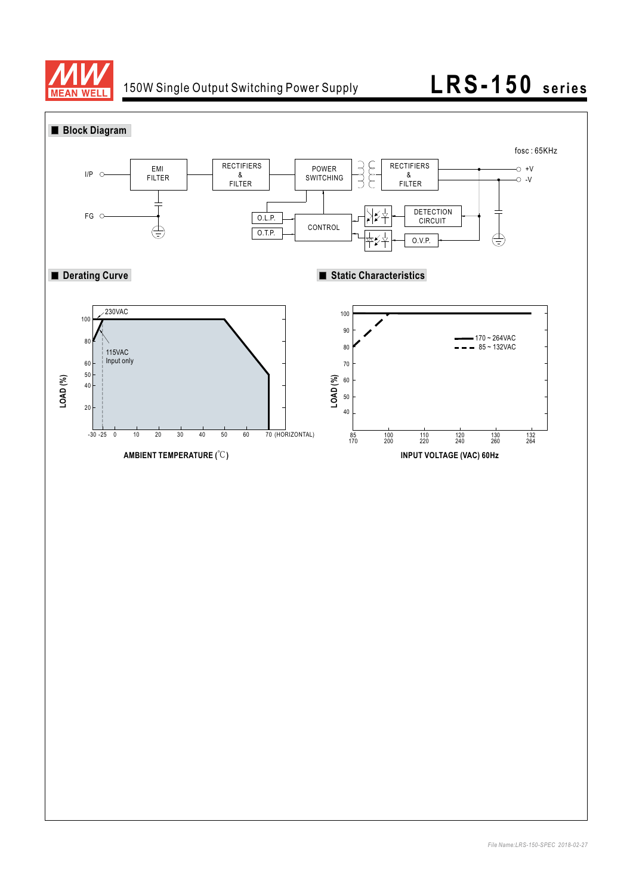## Block Diagram

fosc : 65KHz

I/P — EMI FILTER — RECTIFIERS & FILTER — POWER SWITCHING — RECTIFIERS & FILTER — +V / -V

FG

O.L.P.

O.T.P.

CONTROL

DETECTION CIRCUIT

O.V.P.

## Derating Curve

230VAC

115VAC Input only

LOAD (%): 100, 80, 60, 50, 40, 20

AMBIENT TEMPERATURE (℃): -30, -25, 0, 10, 20, 30, 40, 50, 60, 70 (HORIZONTAL)

## Static Characteristics

170 ~ 264VAC

85 ~ 132VAC

LOAD (%): 100, 90, 80, 70, 60, 50, 40

INPUT VOLTAGE (VAC) 60Hz: 85/170, 100/200, 110/220, 120/240, 130/260, 132/264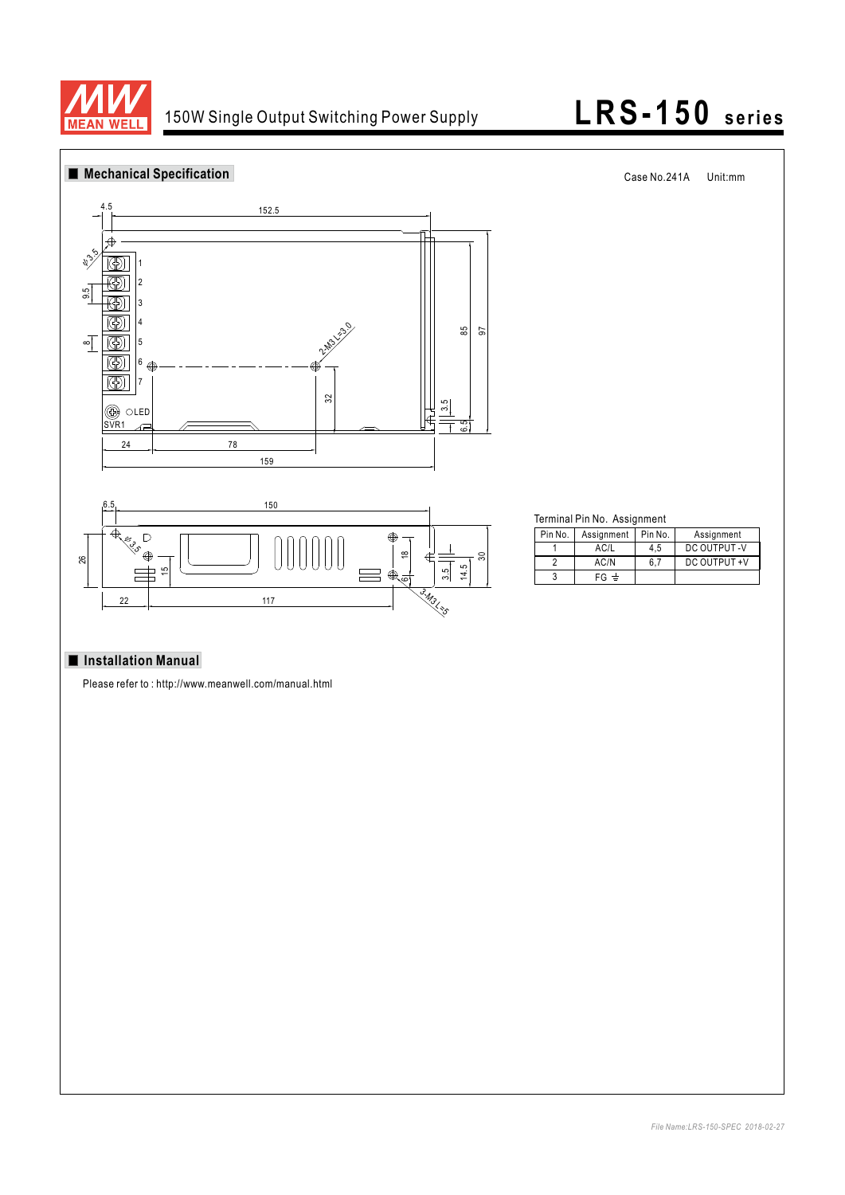## Mechanical Specification

Case No.241A Unit:mm

4.5
152.5
φ3.5
9.5
8
1
2
3
4
5
6
7
LED
SVR1
2-M3 L=3.0
85
97
32
3.5
6.5
24
78
159

6.5
150
φ3.5
26
15
18
30
3.5
14.5
6
3-M3 L=5
22
117

Terminal Pin No. Assignment

| Pin No. | Assignment | Pin No. | Assignment |
|---|---|---|---|
| 1 | AC/L | 4,5 | DC OUTPUT -V |
| 2 | AC/N | 6,7 | DC OUTPUT +V |
| 3 | FG ⏚ | | |

## Installation Manual

Please refer to : http://www.meanwell.com/manual.html